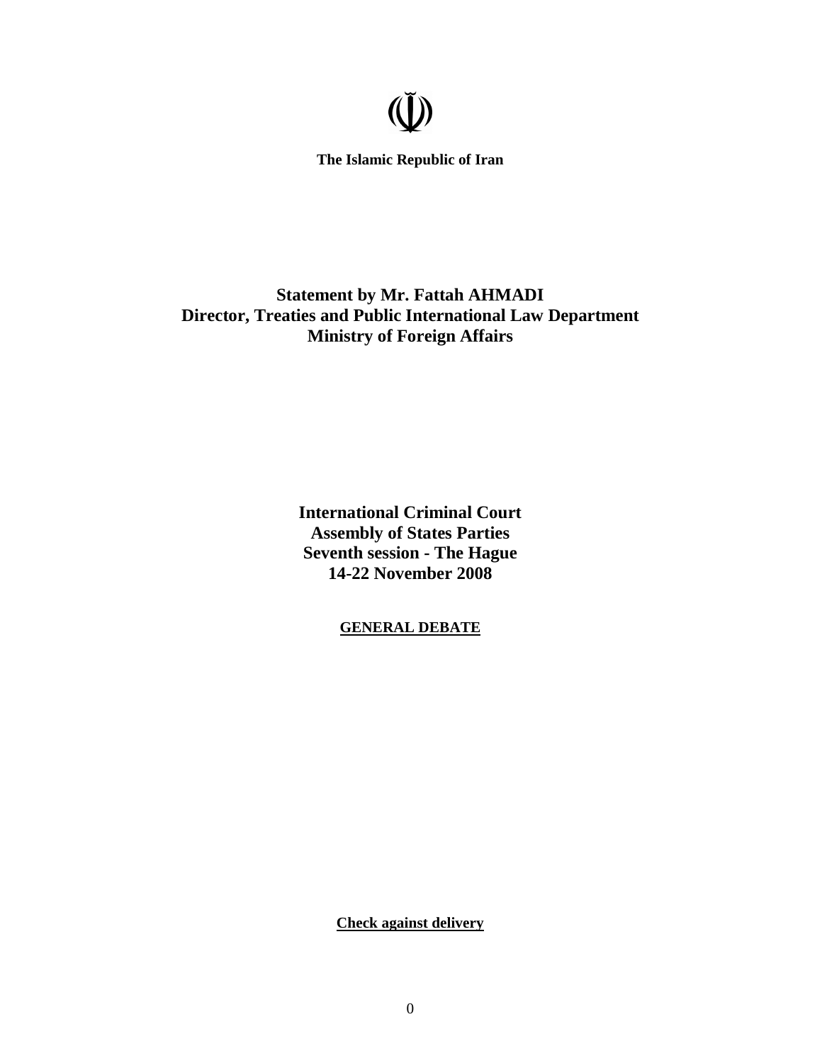**The Islamic Republic of Iran**

**Statement by Mr. Fattah AHMADI**
**Director, Treaties and Public International Law Department**
**Ministry of Foreign Affairs**

**International Criminal Court**
**Assembly of States Parties**
**Seventh session - The Hague**
**14-22 November 2008**

**GENERAL DEBATE**

**Check against delivery**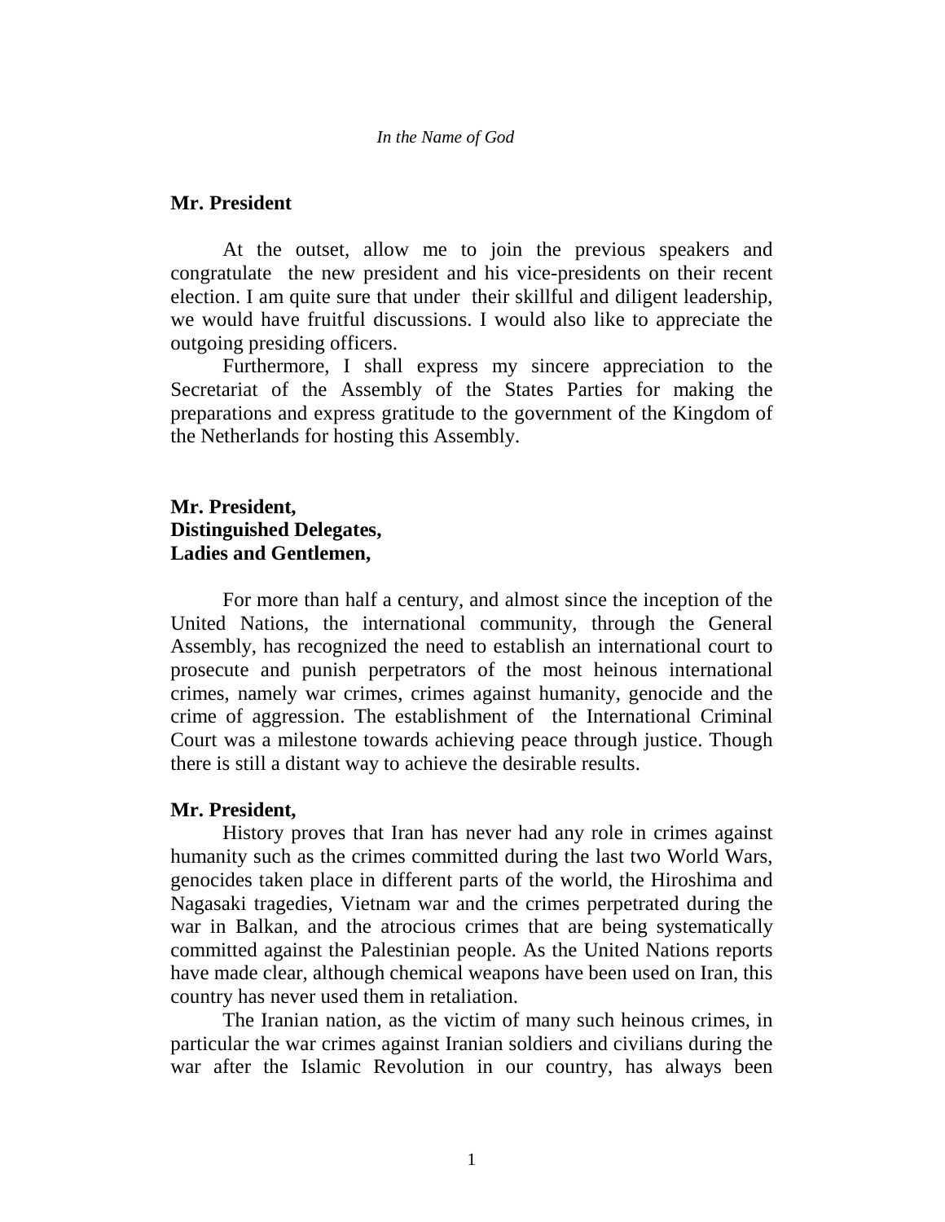*In the Name of God*

**Mr. President**

At the outset, allow me to join the previous speakers and congratulate the new president and his vice-presidents on their recent election. I am quite sure that under their skillful and diligent leadership, we would have fruitful discussions. I would also like to appreciate the outgoing presiding officers.

Furthermore, I shall express my sincere appreciation to the Secretariat of the Assembly of the States Parties for making the preparations and express gratitude to the government of the Kingdom of the Netherlands for hosting this Assembly.

**Mr. President,**
**Distinguished Delegates,**
**Ladies and Gentlemen,**

For more than half a century, and almost since the inception of the United Nations, the international community, through the General Assembly, has recognized the need to establish an international court to prosecute and punish perpetrators of the most heinous international crimes, namely war crimes, crimes against humanity, genocide and the crime of aggression. The establishment of the International Criminal Court was a milestone towards achieving peace through justice. Though there is still a distant way to achieve the desirable results.

**Mr. President,**

History proves that Iran has never had any role in crimes against humanity such as the crimes committed during the last two World Wars, genocides taken place in different parts of the world, the Hiroshima and Nagasaki tragedies, Vietnam war and the crimes perpetrated during the war in Balkan, and the atrocious crimes that are being systematically committed against the Palestinian people. As the United Nations reports have made clear, although chemical weapons have been used on Iran, this country has never used them in retaliation.

The Iranian nation, as the victim of many such heinous crimes, in particular the war crimes against Iranian soldiers and civilians during the war after the Islamic Revolution in our country, has always been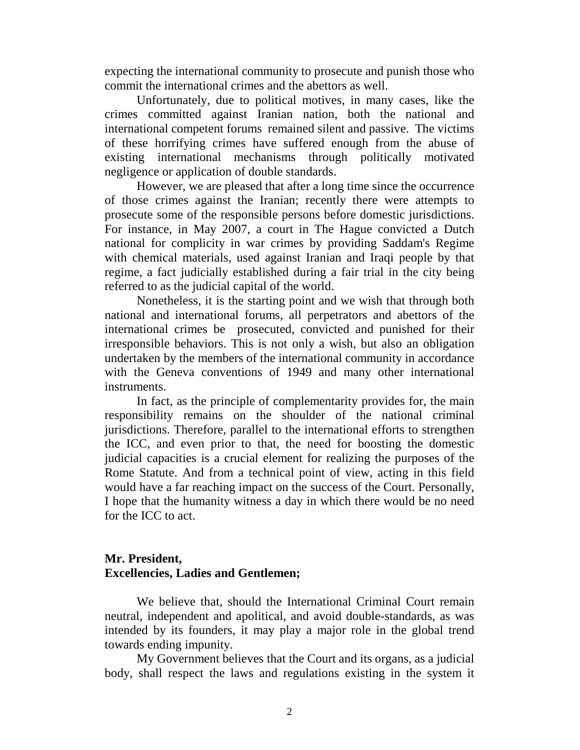expecting the international community to prosecute and punish those who commit the international crimes and the abettors as well.

Unfortunately, due to political motives, in many cases, like the crimes committed against Iranian nation, both the national and international competent forums remained silent and passive. The victims of these horrifying crimes have suffered enough from the abuse of existing international mechanisms through politically motivated negligence or application of double standards.

However, we are pleased that after a long time since the occurrence of those crimes against the Iranian; recently there were attempts to prosecute some of the responsible persons before domestic jurisdictions. For instance, in May 2007, a court in The Hague convicted a Dutch national for complicity in war crimes by providing Saddam's Regime with chemical materials, used against Iranian and Iraqi people by that regime, a fact judicially established during a fair trial in the city being referred to as the judicial capital of the world.

Nonetheless, it is the starting point and we wish that through both national and international forums, all perpetrators and abettors of the international crimes be prosecuted, convicted and punished for their irresponsible behaviors. This is not only a wish, but also an obligation undertaken by the members of the international community in accordance with the Geneva conventions of 1949 and many other international instruments.

In fact, as the principle of complementarity provides for, the main responsibility remains on the shoulder of the national criminal jurisdictions. Therefore, parallel to the international efforts to strengthen the ICC, and even prior to that, the need for boosting the domestic judicial capacities is a crucial element for realizing the purposes of the Rome Statute. And from a technical point of view, acting in this field would have a far reaching impact on the success of the Court. Personally, I hope that the humanity witness a day in which there would be no need for the ICC to act.

**Mr. President,**
**Excellencies, Ladies and Gentlemen;**

We believe that, should the International Criminal Court remain neutral, independent and apolitical, and avoid double-standards, as was intended by its founders, it may play a major role in the global trend towards ending impunity.

My Government believes that the Court and its organs, as a judicial body, shall respect the laws and regulations existing in the system it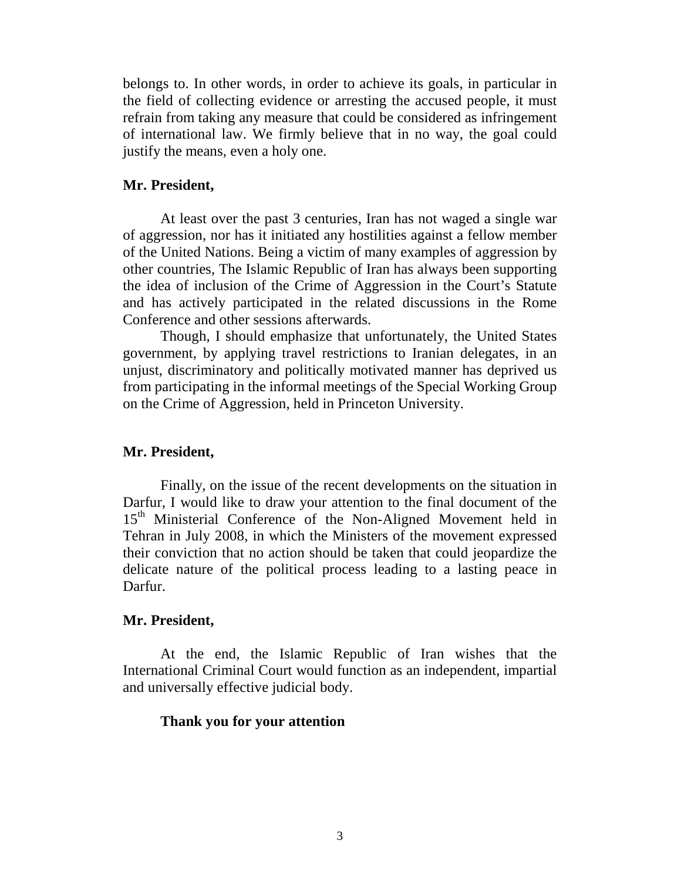belongs to. In other words, in order to achieve its goals, in particular in the field of collecting evidence or arresting the accused people, it must refrain from taking any measure that could be considered as infringement of international law. We firmly believe that in no way, the goal could justify the means, even a holy one.

**Mr. President,**

At least over the past 3 centuries, Iran has not waged a single war of aggression, nor has it initiated any hostilities against a fellow member of the United Nations. Being a victim of many examples of aggression by other countries, The Islamic Republic of Iran has always been supporting the idea of inclusion of the Crime of Aggression in the Court's Statute and has actively participated in the related discussions in the Rome Conference and other sessions afterwards.

Though, I should emphasize that unfortunately, the United States government, by applying travel restrictions to Iranian delegates, in an unjust, discriminatory and politically motivated manner has deprived us from participating in the informal meetings of the Special Working Group on the Crime of Aggression, held in Princeton University.

**Mr. President,**

Finally, on the issue of the recent developments on the situation in Darfur, I would like to draw your attention to the final document of the 15th Ministerial Conference of the Non-Aligned Movement held in Tehran in July 2008, in which the Ministers of the movement expressed their conviction that no action should be taken that could jeopardize the delicate nature of the political process leading to a lasting peace in Darfur.

**Mr. President,**

At the end, the Islamic Republic of Iran wishes that the International Criminal Court would function as an independent, impartial and universally effective judicial body.

**Thank you for your attention**